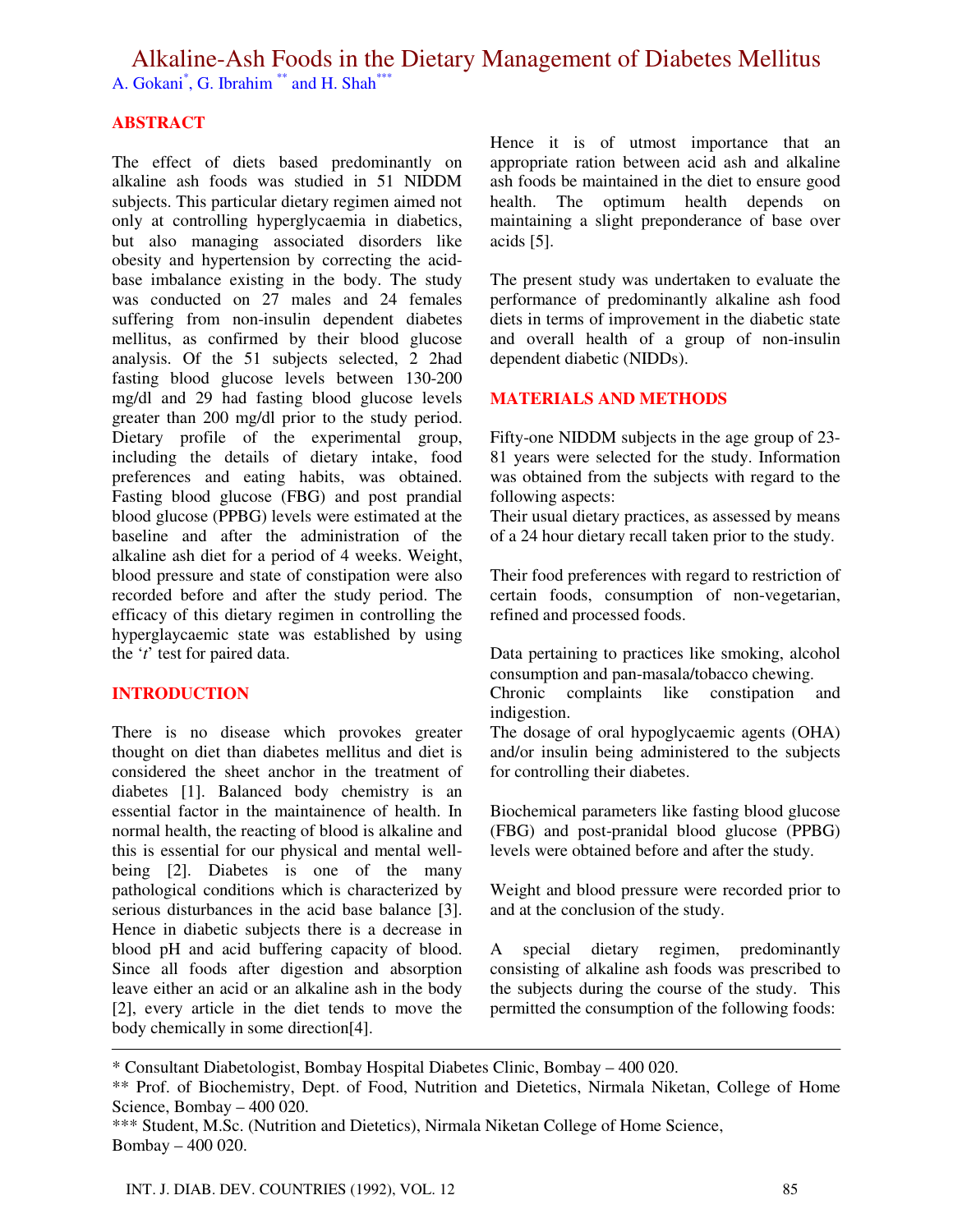# Alkaline-Ash Foods in the Dietary Management of Diabetes Mellitus

A. Gokani*, G. Ibrahim ** and H. Shah***

## ABSTRACT

The effect of diets based predominantly on alkaline ash foods was studied in 51 NIDDM subjects. This particular dietary regimen aimed not only at controlling hyperglycaemia in diabetics, but also managing associated disorders like obesity and hypertension by correcting the acid-base imbalance existing in the body. The study was conducted on 27 males and 24 females suffering from non-insulin dependent diabetes mellitus, as confirmed by their blood glucose analysis. Of the 51 subjects selected, 2 2had fasting blood glucose levels between 130-200 mg/dl and 29 had fasting blood glucose levels greater than 200 mg/dl prior to the study period. Dietary profile of the experimental group, including the details of dietary intake, food preferences and eating habits, was obtained. Fasting blood glucose (FBG) and post prandial blood glucose (PPBG) levels were estimated at the baseline and after the administration of the alkaline ash diet for a period of 4 weeks. Weight, blood pressure and state of constipation were also recorded before and after the study period. The efficacy of this dietary regimen in controlling the hyperglaycaemic state was established by using the '*t*' test for paired data.

## INTRODUCTION

There is no disease which provokes greater thought on diet than diabetes mellitus and diet is considered the sheet anchor in the treatment of diabetes [1]. Balanced body chemistry is an essential factor in the maintainence of health. In normal health, the reacting of blood is alkaline and this is essential for our physical and mental well-being [2]. Diabetes is one of the many pathological conditions which is characterized by serious disturbances in the acid base balance [3]. Hence in diabetic subjects there is a decrease in blood pH and acid buffering capacity of blood. Since all foods after digestion and absorption leave either an acid or an alkaline ash in the body [2], every article in the diet tends to move the body chemically in some direction[4].

Hence it is of utmost importance that an appropriate ration between acid ash and alkaline ash foods be maintained in the diet to ensure good health. The optimum health depends on maintaining a slight preponderance of base over acids [5].

The present study was undertaken to evaluate the performance of predominantly alkaline ash food diets in terms of improvement in the diabetic state and overall health of a group of non-insulin dependent diabetic (NIDDs).

## MATERIALS AND METHODS

Fifty-one NIDDM subjects in the age group of 23-81 years were selected for the study. Information was obtained from the subjects with regard to the following aspects:

Their usual dietary practices, as assessed by means of a 24 hour dietary recall taken prior to the study.

Their food preferences with regard to restriction of certain foods, consumption of non-vegetarian, refined and processed foods.

Data pertaining to practices like smoking, alcohol consumption and pan-masala/tobacco chewing.

Chronic complaints like constipation and indigestion.

The dosage of oral hypoglycaemic agents (OHA) and/or insulin being administered to the subjects for controlling their diabetes.

Biochemical parameters like fasting blood glucose (FBG) and post-pranidal blood glucose (PPBG) levels were obtained before and after the study.

Weight and blood pressure were recorded prior to and at the conclusion of the study.

A special dietary regimen, predominantly consisting of alkaline ash foods was prescribed to the subjects during the course of the study. This permitted the consumption of the following foods:

---

* Consultant Diabetologist, Bombay Hospital Diabetes Clinic, Bombay – 400 020.

** Prof. of Biochemistry, Dept. of Food, Nutrition and Dietetics, Nirmala Niketan, College of Home Science, Bombay – 400 020.

*** Student, M.Sc. (Nutrition and Dietetics), Nirmala Niketan College of Home Science, Bombay – 400 020.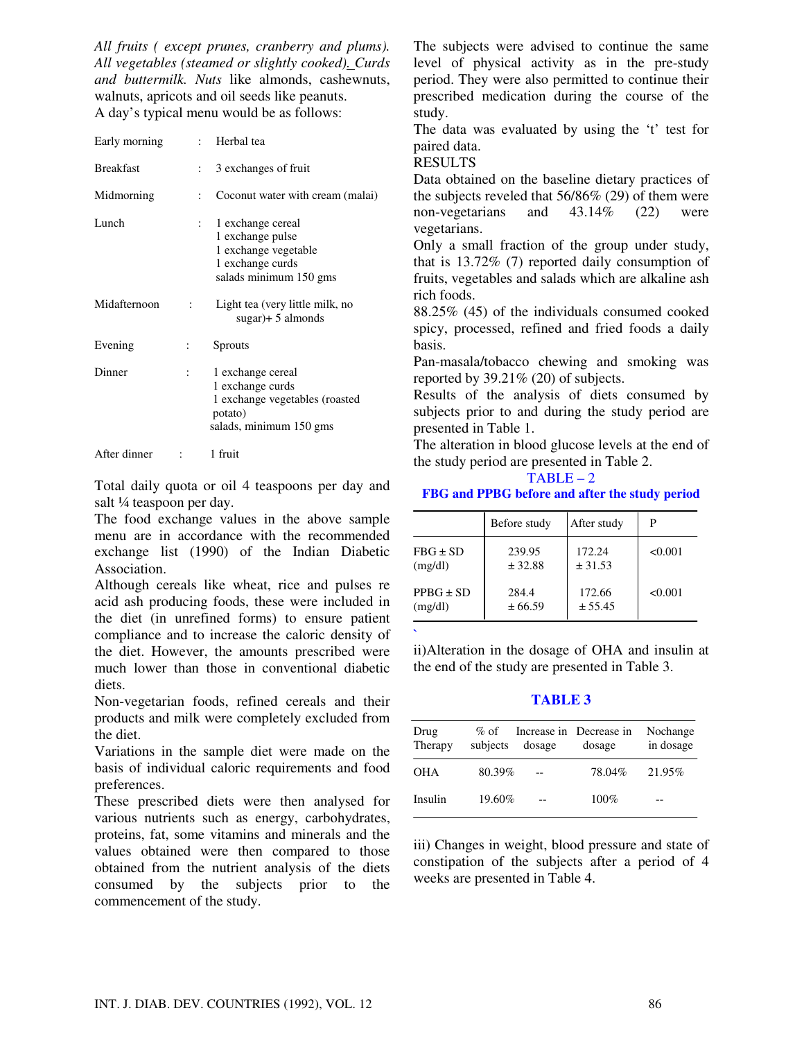*All fruits ( except prunes, cranberry and plums). All vegetables (steamed or slightly cooked). Curds and buttermilk. Nuts* like almonds, cashewnuts, walnuts, apricots and oil seeds like peanuts.

A day's typical menu would be as follows:

| | | |
|---|---|---|
| Early morning | : | Herbal tea |
| Breakfast | : | 3 exchanges of fruit |
| Midmorning | : | Coconut water with cream (malai) |
| Lunch | : | 1 exchange cereal<br>1 exchange pulse<br>1 exchange vegetable<br>1 exchange curds<br>salads minimum 150 gms |
| Midafternoon | : | Light tea (very little milk, no sugar)+ 5 almonds |
| Evening | : | Sprouts |
| Dinner | : | 1 exchange cereal<br>1 exchange curds<br>1 exchange vegetables (roasted potato)<br>salads, minimum 150 gms |
| After dinner | : | 1 fruit |

Total daily quota or oil 4 teaspoons per day and salt ¼ teaspoon per day.

The food exchange values in the above sample menu are in accordance with the recommended exchange list (1990) of the Indian Diabetic Association.

Although cereals like wheat, rice and pulses re acid ash producing foods, these were included in the diet (in unrefined forms) to ensure patient compliance and to increase the caloric density of the diet. However, the amounts prescribed were much lower than those in conventional diabetic diets.

Non-vegetarian foods, refined cereals and their products and milk were completely excluded from the diet.

Variations in the sample diet were made on the basis of individual caloric requirements and food preferences.

These prescribed diets were then analysed for various nutrients such as energy, carbohydrates, proteins, fat, some vitamins and minerals and the values obtained were then compared to those obtained from the nutrient analysis of the diets consumed by the subjects prior to the commencement of the study.

The subjects were advised to continue the same level of physical activity as in the pre-study period. They were also permitted to continue their prescribed medication during the course of the study.

The data was evaluated by using the 't' test for paired data.

RESULTS

Data obtained on the baseline dietary practices of the subjects reveled that 56/86% (29) of them were non-vegetarians and 43.14% (22) were vegetarians.

Only a small fraction of the group under study, that is 13.72% (7) reported daily consumption of fruits, vegetables and salads which are alkaline ash rich foods.

88.25% (45) of the individuals consumed cooked spicy, processed, refined and fried foods a daily basis.

Pan-masala/tobacco chewing and smoking was reported by 39.21% (20) of subjects.

Results of the analysis of diets consumed by subjects prior to and during the study period are presented in Table 1.

The alteration in blood glucose levels at the end of the study period are presented in Table 2.

TABLE – 2

**FBG and PPBG before and after the study period**

| | Before study | After study | P |
|---|---|---|---|
| FBG ± SD (mg/dl) | 239.95 ± 32.88 | 172.24 ± 31.53 | <0.001 |
| PPBG ± SD (mg/dl) | 284.4 ± 66.59 | 172.66 ± 55.45 | <0.001 |

ii)Alteration in the dosage of OHA and insulin at the end of the study are presented in Table 3.

**TABLE 3**

| Drug Therapy | % of subjects | Increase in dosage | Decrease in dosage | Nochange in dosage |
|---|---|---|---|---|
| OHA | 80.39% | -- | 78.04% | 21.95% |
| Insulin | 19.60% | -- | 100% | -- |

iii) Changes in weight, blood pressure and state of constipation of the subjects after a period of 4 weeks are presented in Table 4.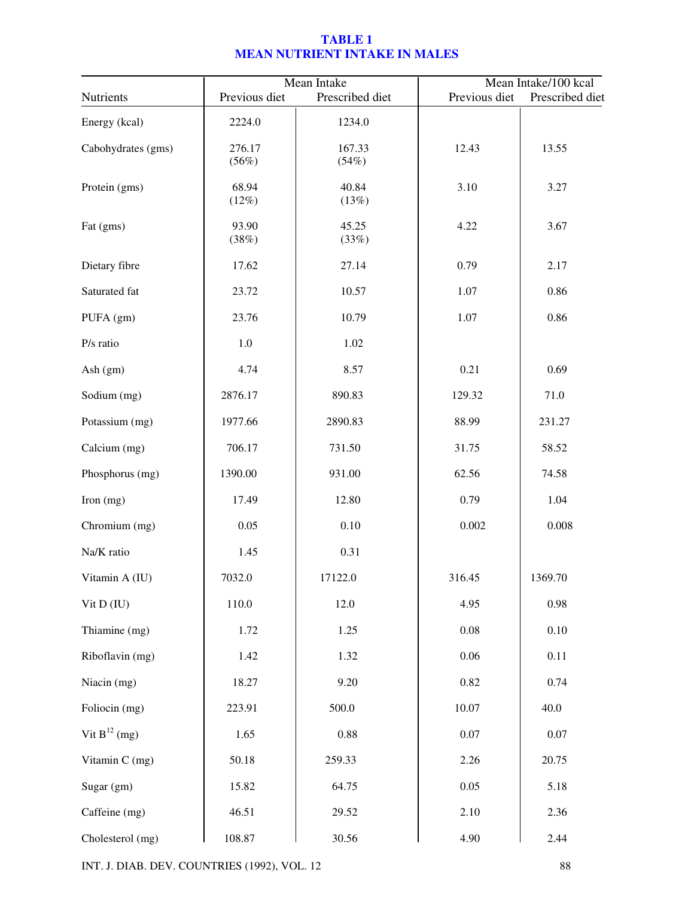**TABLE 1**
**MEAN NUTRIENT INTAKE IN MALES**

| Nutrients | Mean Intake | | Mean Intake/100 kcal | |
|---|---|---|---|---|
| | Previous diet | Prescribed diet | Previous diet | Prescribed diet |
| Energy (kcal) | 2224.0 | 1234.0 | | |
| Cabohydrates (gms) | 276.17 (56%) | 167.33 (54%) | 12.43 | 13.55 |
| Protein (gms) | 68.94 (12%) | 40.84 (13%) | 3.10 | 3.27 |
| Fat (gms) | 93.90 (38%) | 45.25 (33%) | 4.22 | 3.67 |
| Dietary fibre | 17.62 | 27.14 | 0.79 | 2.17 |
| Saturated fat | 23.72 | 10.57 | 1.07 | 0.86 |
| PUFA (gm) | 23.76 | 10.79 | 1.07 | 0.86 |
| P/s ratio | 1.0 | 1.02 | | |
| Ash (gm) | 4.74 | 8.57 | 0.21 | 0.69 |
| Sodium (mg) | 2876.17 | 890.83 | 129.32 | 71.0 |
| Potassium (mg) | 1977.66 | 2890.83 | 88.99 | 231.27 |
| Calcium (mg) | 706.17 | 731.50 | 31.75 | 58.52 |
| Phosphorus (mg) | 1390.00 | 931.00 | 62.56 | 74.58 |
| Iron (mg) | 17.49 | 12.80 | 0.79 | 1.04 |
| Chromium (mg) | 0.05 | 0.10 | 0.002 | 0.008 |
| Na/K ratio | 1.45 | 0.31 | | |
| Vitamin A (IU) | 7032.0 | 17122.0 | 316.45 | 1369.70 |
| Vit D (IU) | 110.0 | 12.0 | 4.95 | 0.98 |
| Thiamine (mg) | 1.72 | 1.25 | 0.08 | 0.10 |
| Riboflavin (mg) | 1.42 | 1.32 | 0.06 | 0.11 |
| Niacin (mg) | 18.27 | 9.20 | 0.82 | 0.74 |
| Foliocin (mg) | 223.91 | 500.0 | 10.07 | 40.0 |
| Vit $B^{12}$ (mg) | 1.65 | 0.88 | 0.07 | 0.07 |
| Vitamin C (mg) | 50.18 | 259.33 | 2.26 | 20.75 |
| Sugar (gm) | 15.82 | 64.75 | 0.05 | 5.18 |
| Caffeine (mg) | 46.51 | 29.52 | 2.10 | 2.36 |
| Cholesterol (mg) | 108.87 | 30.56 | 4.90 | 2.44 |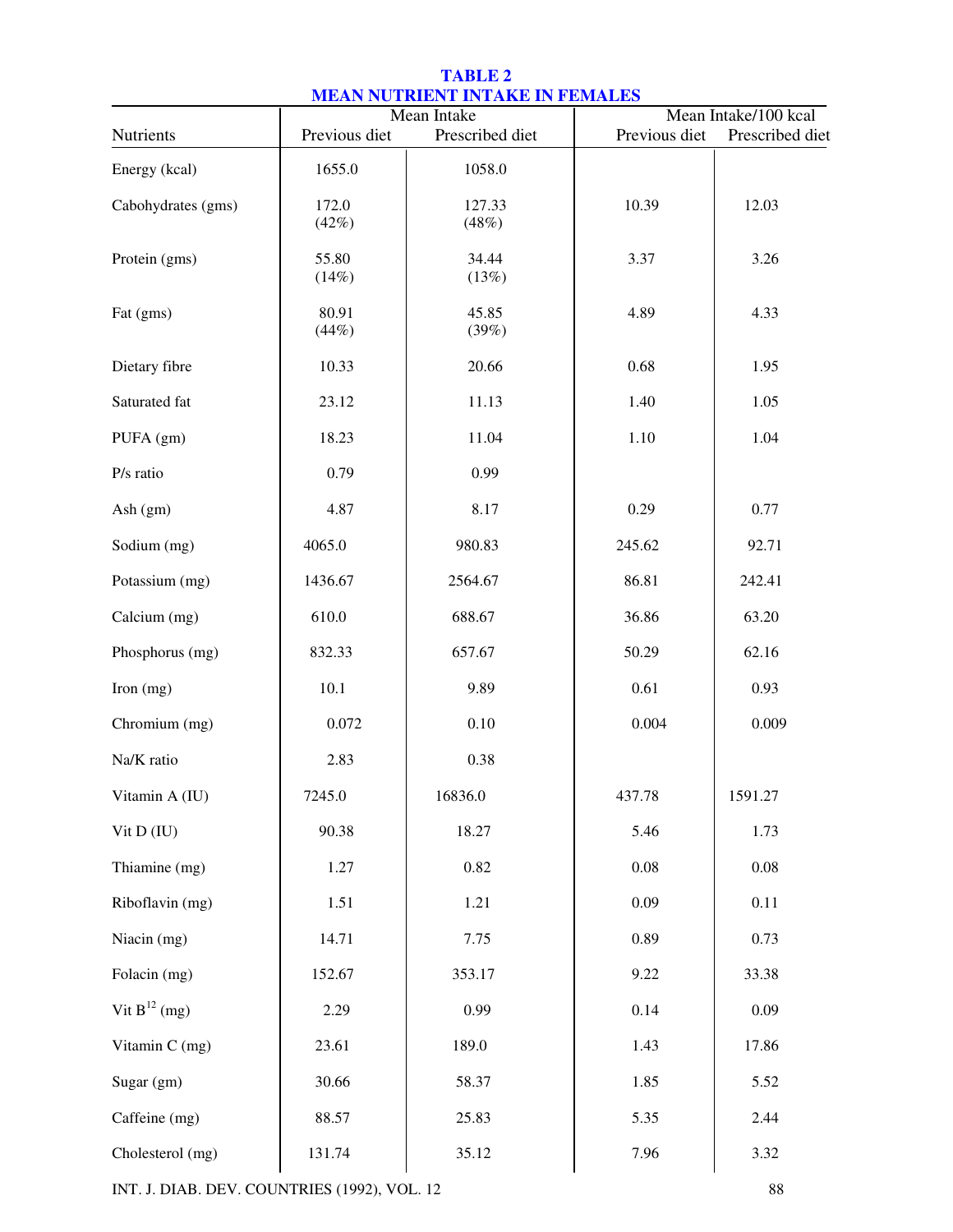**TABLE 2**
**MEAN NUTRIENT INTAKE IN FEMALES**

| Nutrients | Mean Intake | | Mean Intake/100 kcal | |
|---|---|---|---|---|
| | Previous diet | Prescribed diet | Previous diet | Prescribed diet |
| Energy (kcal) | 1655.0 | 1058.0 | | |
| Cabohydrates (gms) | 172.0 (42%) | 127.33 (48%) | 10.39 | 12.03 |
| Protein (gms) | 55.80 (14%) | 34.44 (13%) | 3.37 | 3.26 |
| Fat (gms) | 80.91 (44%) | 45.85 (39%) | 4.89 | 4.33 |
| Dietary fibre | 10.33 | 20.66 | 0.68 | 1.95 |
| Saturated fat | 23.12 | 11.13 | 1.40 | 1.05 |
| PUFA (gm) | 18.23 | 11.04 | 1.10 | 1.04 |
| P/s ratio | 0.79 | 0.99 | | |
| Ash (gm) | 4.87 | 8.17 | 0.29 | 0.77 |
| Sodium (mg) | 4065.0 | 980.83 | 245.62 | 92.71 |
| Potassium (mg) | 1436.67 | 2564.67 | 86.81 | 242.41 |
| Calcium (mg) | 610.0 | 688.67 | 36.86 | 63.20 |
| Phosphorus (mg) | 832.33 | 657.67 | 50.29 | 62.16 |
| Iron (mg) | 10.1 | 9.89 | 0.61 | 0.93 |
| Chromium (mg) | 0.072 | 0.10 | 0.004 | 0.009 |
| Na/K ratio | 2.83 | 0.38 | | |
| Vitamin A (IU) | 7245.0 | 16836.0 | 437.78 | 1591.27 |
| Vit D (IU) | 90.38 | 18.27 | 5.46 | 1.73 |
| Thiamine (mg) | 1.27 | 0.82 | 0.08 | 0.08 |
| Riboflavin (mg) | 1.51 | 1.21 | 0.09 | 0.11 |
| Niacin (mg) | 14.71 | 7.75 | 0.89 | 0.73 |
| Folacin (mg) | 152.67 | 353.17 | 9.22 | 33.38 |
| Vit $B^{12}$ (mg) | 2.29 | 0.99 | 0.14 | 0.09 |
| Vitamin C (mg) | 23.61 | 189.0 | 1.43 | 17.86 |
| Sugar (gm) | 30.66 | 58.37 | 1.85 | 5.52 |
| Caffeine (mg) | 88.57 | 25.83 | 5.35 | 2.44 |
| Cholesterol (mg) | 131.74 | 35.12 | 7.96 | 3.32 |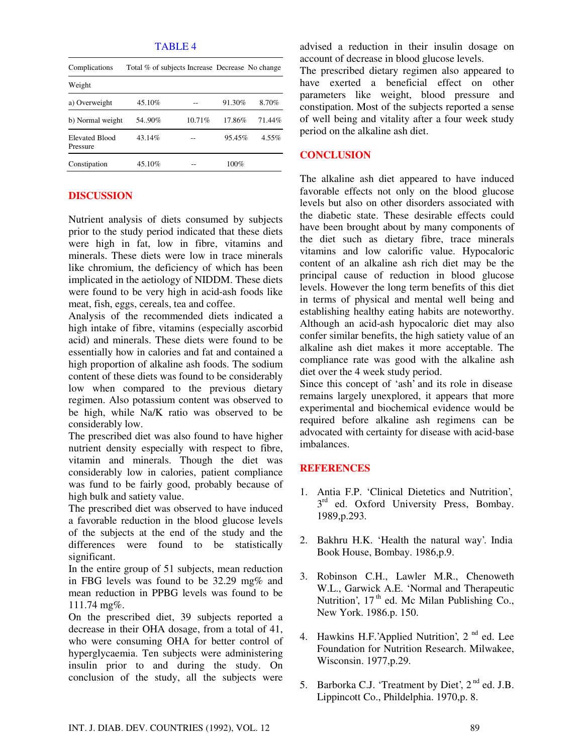TABLE 4

| Complications | Total % of subjects | Increase | Decrease | No change |
|---|---|---|---|---|
| Weight | | | | |
| a) Overweight | 45.10% | -- | 91.30% | 8.70% |
| b) Normal weight | 54..90% | 10.71% | 17.86% | 71.44% |
| Elevated Blood Pressure | 43.14% | -- | 95.45% | 4.55% |
| Constipation | 45.10% | -- | 100% | |

## DISCUSSION

Nutrient analysis of diets consumed by subjects prior to the study period indicated that these diets were high in fat, low in fibre, vitamins and minerals. These diets were low in trace minerals like chromium, the deficiency of which has been implicated in the aetiology of NIDDM. These diets were found to be very high in acid-ash foods like meat, fish, eggs, cereals, tea and coffee.

Analysis of the recommended diets indicated a high intake of fibre, vitamins (especially ascorbid acid) and minerals. These diets were found to be essentially how in calories and fat and contained a high proportion of alkaline ash foods. The sodium content of these diets was found to be considerably low when compared to the previous dietary regimen. Also potassium content was observed to be high, while Na/K ratio was observed to be considerably low.

The prescribed diet was also found to have higher nutrient density especially with respect to fibre, vitamin and minerals. Though the diet was considerably low in calories, patient compliance was fund to be fairly good, probably because of high bulk and satiety value.

The prescribed diet was observed to have induced a favorable reduction in the blood glucose levels of the subjects at the end of the study and the differences were found to be statistically significant.

In the entire group of 51 subjects, mean reduction in FBG levels was found to be 32.29 mg% and mean reduction in PPBG levels was found to be 111.74 mg%.

On the prescribed diet, 39 subjects reported a decrease in their OHA dosage, from a total of 41, who were consuming OHA for better control of hyperglycaemia. Ten subjects were administering insulin prior to and during the study. On conclusion of the study, all the subjects were advised a reduction in their insulin dosage on account of decrease in blood glucose levels.

The prescribed dietary regimen also appeared to have exerted a beneficial effect on other parameters like weight, blood pressure and constipation. Most of the subjects reported a sense of well being and vitality after a four week study period on the alkaline ash diet.

## CONCLUSION

The alkaline ash diet appeared to have induced favorable effects not only on the blood glucose levels but also on other disorders associated with the diabetic state. These desirable effects could have been brought about by many components of the diet such as dietary fibre, trace minerals vitamins and low calorific value. Hypocaloric content of an alkaline ash rich diet may be the principal cause of reduction in blood glucose levels. However the long term benefits of this diet in terms of physical and mental well being and establishing healthy eating habits are noteworthy. Although an acid-ash hypocaloric diet may also confer similar benefits, the high satiety value of an alkaline ash diet makes it more acceptable. The compliance rate was good with the alkaline ash diet over the 4 week study period.

Since this concept of 'ash' and its role in disease remains largely unexplored, it appears that more experimental and biochemical evidence would be required before alkaline ash regimens can be advocated with certainty for disease with acid-base imbalances.

## REFERENCES

1. Antia F.P. 'Clinical Dietetics and Nutrition', 3rd ed. Oxford University Press, Bombay. 1989,p.293.
2. Bakhru H.K. 'Health the natural way'. India Book House, Bombay. 1986,p.9.
3. Robinson C.H., Lawler M.R., Chenoweth W.L., Garwick A.E. 'Normal and Therapeutic Nutrition', 17th ed. Mc Milan Publishing Co., New York. 1986.p. 150.
4. Hawkins H.F.'Applied Nutrition', 2nd ed. Lee Foundation for Nutrition Research. Milwakee, Wisconsin. 1977,p.29.
5. Barborka C.J. 'Treatment by Diet', 2nd ed. J.B. Lippincott Co., Phildelphia. 1970,p. 8.